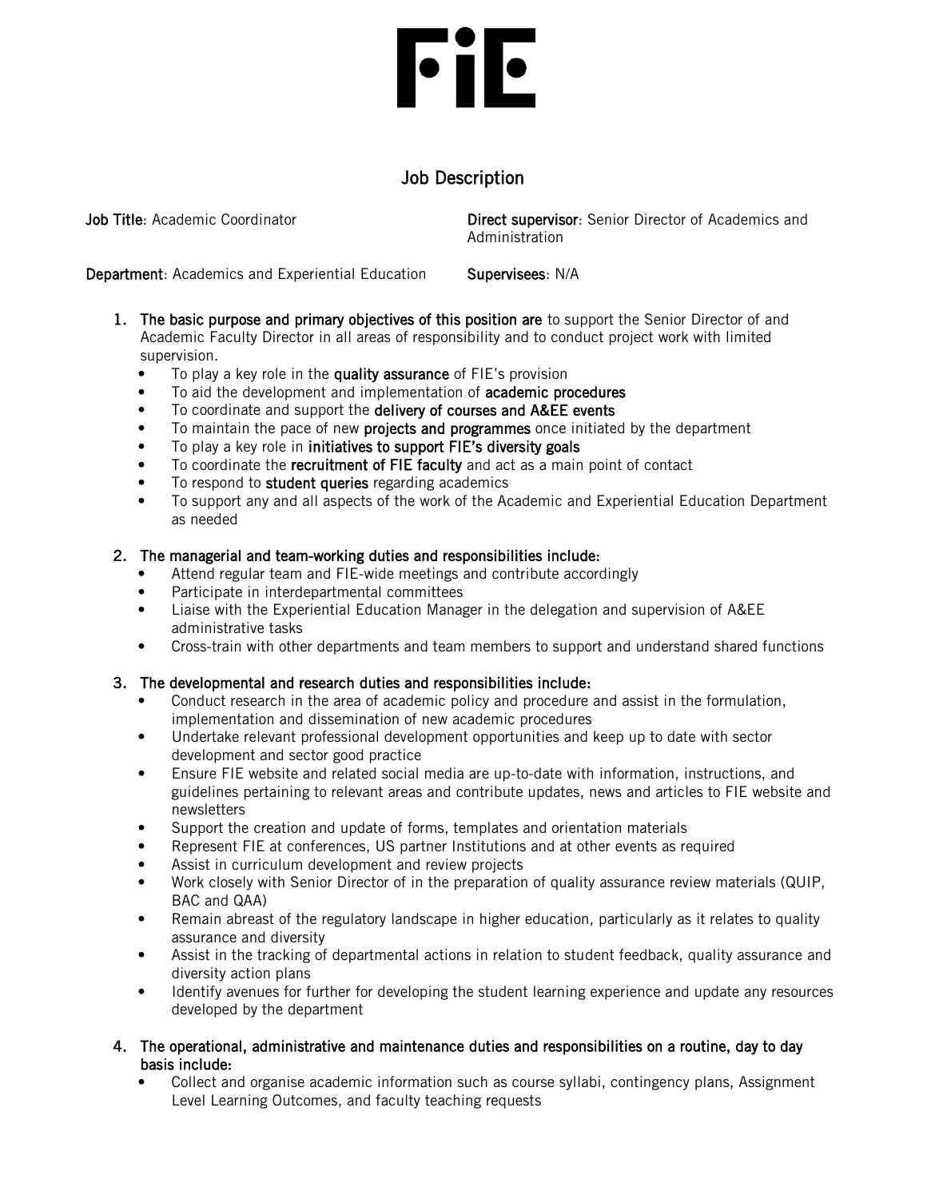# FiE

## Job Description

**Job Title**: Academic Coordinator

**Direct supervisor**: Senior Director of Academics and Administration

**Department**: Academics and Experiential Education

**Supervisees**: N/A

1. **The basic purpose and primary objectives of this position are** to support the Senior Director of and Academic Faculty Director in all areas of responsibility and to conduct project work with limited supervision.
   - To play a key role in the **quality assurance** of FIE's provision
   - To aid the development and implementation of **academic procedures**
   - To coordinate and support the **delivery of courses and A&EE events**
   - To maintain the pace of new **projects and programmes** once initiated by the department
   - To play a key role in **initiatives to support FIE's diversity goals**
   - To coordinate the **recruitment of FIE faculty** and act as a main point of contact
   - To respond to **student queries** regarding academics
   - To support any and all aspects of the work of the Academic and Experiential Education Department as needed

2. **The managerial and team-working duties and responsibilities include:**
   - Attend regular team and FIE-wide meetings and contribute accordingly
   - Participate in interdepartmental committees
   - Liaise with the Experiential Education Manager in the delegation and supervision of A&EE administrative tasks
   - Cross-train with other departments and team members to support and understand shared functions

3. **The developmental and research duties and responsibilities include:**
   - Conduct research in the area of academic policy and procedure and assist in the formulation, implementation and dissemination of new academic procedures
   - Undertake relevant professional development opportunities and keep up to date with sector development and sector good practice
   - Ensure FIE website and related social media are up-to-date with information, instructions, and guidelines pertaining to relevant areas and contribute updates, news and articles to FIE website and newsletters
   - Support the creation and update of forms, templates and orientation materials
   - Represent FIE at conferences, US partner Institutions and at other events as required
   - Assist in curriculum development and review projects
   - Work closely with Senior Director of in the preparation of quality assurance review materials (QUIP, BAC and QAA)
   - Remain abreast of the regulatory landscape in higher education, particularly as it relates to quality assurance and diversity
   - Assist in the tracking of departmental actions in relation to student feedback, quality assurance and diversity action plans
   - Identify avenues for further for developing the student learning experience and update any resources developed by the department

4. **The operational, administrative and maintenance duties and responsibilities on a routine, day to day basis include:**
   - Collect and organise academic information such as course syllabi, contingency plans, Assignment Level Learning Outcomes, and faculty teaching requests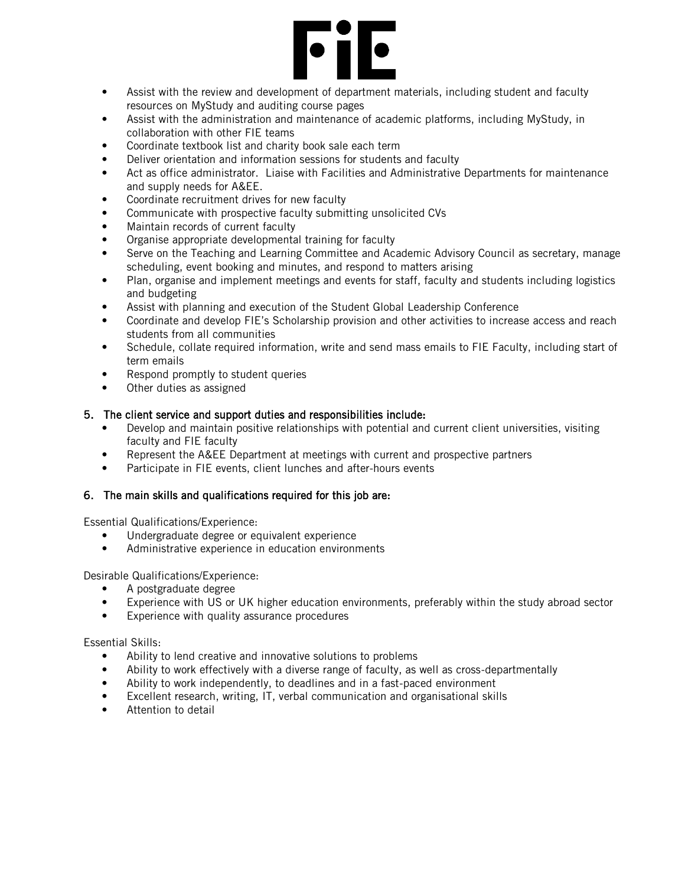- Assist with the review and development of department materials, including student and faculty resources on MyStudy and auditing course pages
- Assist with the administration and maintenance of academic platforms, including MyStudy, in collaboration with other FIE teams
- Coordinate textbook list and charity book sale each term
- Deliver orientation and information sessions for students and faculty
- Act as office administrator. Liaise with Facilities and Administrative Departments for maintenance and supply needs for A&EE.
- Coordinate recruitment drives for new faculty
- Communicate with prospective faculty submitting unsolicited CVs
- Maintain records of current faculty
- Organise appropriate developmental training for faculty
- Serve on the Teaching and Learning Committee and Academic Advisory Council as secretary, manage scheduling, event booking and minutes, and respond to matters arising
- Plan, organise and implement meetings and events for staff, faculty and students including logistics and budgeting
- Assist with planning and execution of the Student Global Leadership Conference
- Coordinate and develop FIE's Scholarship provision and other activities to increase access and reach students from all communities
- Schedule, collate required information, write and send mass emails to FIE Faculty, including start of term emails
- Respond promptly to student queries
- Other duties as assigned

5. The client service and support duties and responsibilities include:
   - Develop and maintain positive relationships with potential and current client universities, visiting faculty and FIE faculty
   - Represent the A&EE Department at meetings with current and prospective partners
   - Participate in FIE events, client lunches and after-hours events

6. The main skills and qualifications required for this job are:

Essential Qualifications/Experience:

- Undergraduate degree or equivalent experience
- Administrative experience in education environments

Desirable Qualifications/Experience:

- A postgraduate degree
- Experience with US or UK higher education environments, preferably within the study abroad sector
- Experience with quality assurance procedures

Essential Skills:

- Ability to lend creative and innovative solutions to problems
- Ability to work effectively with a diverse range of faculty, as well as cross-departmentally
- Ability to work independently, to deadlines and in a fast-paced environment
- Excellent research, writing, IT, verbal communication and organisational skills
- Attention to detail